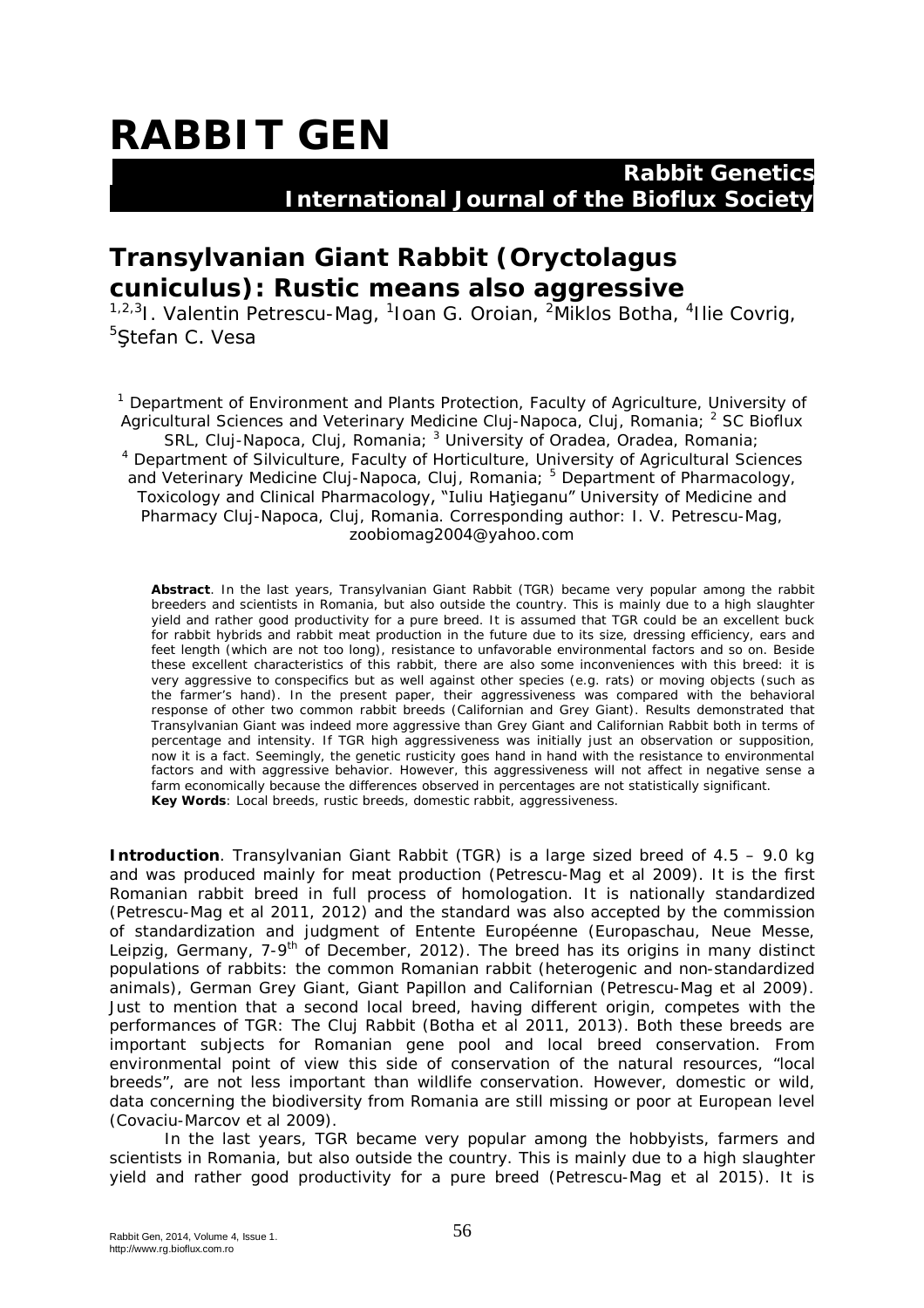# RABBIT GEN

**Rabbit Genetics**
**International Journal of the Bioflux Society**

## Transylvanian Giant Rabbit (Oryctolagus cuniculus): Rustic means also aggressive

[1,2,3]I. Valentin Petrescu-Mag, [1]Ioan G. Oroian, [2]Miklos Botha, [4]Ilie Covrig, [5]Ştefan C. Vesa

[1] Department of Environment and Plants Protection, Faculty of Agriculture, University of Agricultural Sciences and Veterinary Medicine Cluj-Napoca, Cluj, Romania; [2] SC Bioflux SRL, Cluj-Napoca, Cluj, Romania; [3] University of Oradea, Oradea, Romania; [4] Department of Silviculture, Faculty of Horticulture, University of Agricultural Sciences and Veterinary Medicine Cluj-Napoca, Cluj, Romania; [5] Department of Pharmacology, Toxicology and Clinical Pharmacology, "Iuliu Haţieganu" University of Medicine and Pharmacy Cluj-Napoca, Cluj, Romania. Corresponding author: I. V. Petrescu-Mag, zoobiomag2004@yahoo.com

**Abstract**. In the last years, Transylvanian Giant Rabbit (TGR) became very popular among the rabbit breeders and scientists in Romania, but also outside the country. This is mainly due to a high slaughter yield and rather good productivity for a pure breed. It is assumed that TGR could be an excellent buck for rabbit hybrids and rabbit meat production in the future due to its size, dressing efficiency, ears and feet length (which are not too long), resistance to unfavorable environmental factors and so on. Beside these excellent characteristics of this rabbit, there are also some inconveniences with this breed: it is very aggressive to conspecifics but as well against other species (e.g. rats) or moving objects (such as the farmer's hand). In the present paper, their aggressiveness was compared with the behavioral response of other two common rabbit breeds (Californian and Grey Giant). Results demonstrated that Transylvanian Giant was indeed more aggressive than Grey Giant and Californian Rabbit both in terms of percentage and intensity. If TGR high aggressiveness was initially just an observation or supposition, now it is a fact. Seemingly, the genetic rusticity goes hand in hand with the resistance to environmental factors and with aggressive behavior. However, this aggressiveness will not affect in negative sense a farm economically because the differences observed in percentages are not statistically significant.
**Key Words**: Local breeds, rustic breeds, domestic rabbit, aggressiveness.

**Introduction**. Transylvanian Giant Rabbit (TGR) is a large sized breed of 4.5 – 9.0 kg and was produced mainly for meat production (Petrescu-Mag et al 2009). It is the first Romanian rabbit breed in full process of homologation. It is nationally standardized (Petrescu-Mag et al 2011, 2012) and the standard was also accepted by the commission of standardization and judgment of Entente Européenne (Europaschau, Neue Messe, Leipzig, Germany, 7-9th of December, 2012). The breed has its origins in many distinct populations of rabbits: the common Romanian rabbit (heterogenic and non-standardized animals), German Grey Giant, Giant Papillon and Californian (Petrescu-Mag et al 2009). Just to mention that a second local breed, having different origin, competes with the performances of TGR: The Cluj Rabbit (Botha et al 2011, 2013). Both these breeds are important subjects for Romanian gene pool and local breed conservation. From environmental point of view this side of conservation of the natural resources, "local breeds", are not less important than wildlife conservation. However, domestic or wild, data concerning the biodiversity from Romania are still missing or poor at European level (Covaciu-Marcov et al 2009).

In the last years, TGR became very popular among the hobbyists, farmers and scientists in Romania, but also outside the country. This is mainly due to a high slaughter yield and rather good productivity for a pure breed (Petrescu-Mag et al 2015). It is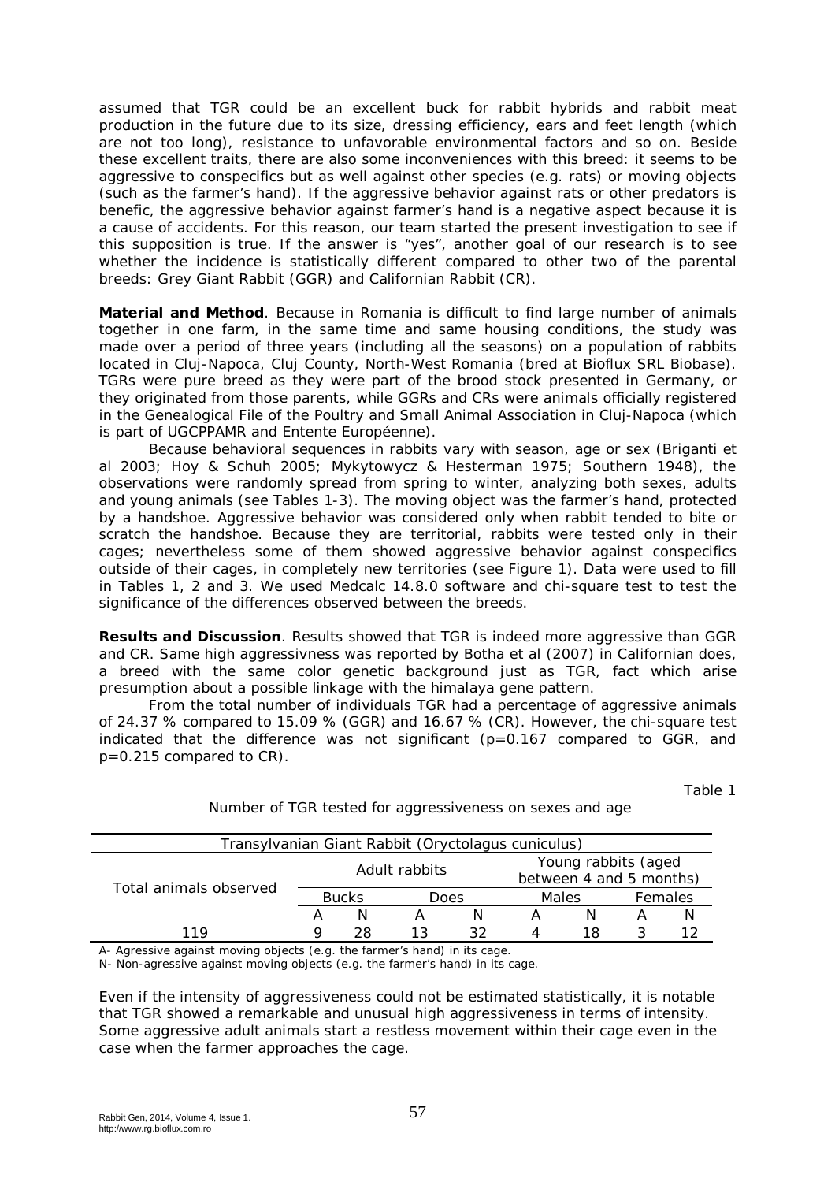assumed that TGR could be an excellent buck for rabbit hybrids and rabbit meat production in the future due to its size, dressing efficiency, ears and feet length (which are not too long), resistance to unfavorable environmental factors and so on. Beside these excellent traits, there are also some inconveniences with this breed: it seems to be aggressive to conspecifics but as well against other species (e.g. rats) or moving objects (such as the farmer's hand). If the aggressive behavior against rats or other predators is benefic, the aggressive behavior against farmer's hand is a negative aspect because it is a cause of accidents. For this reason, our team started the present investigation to see if this supposition is true. If the answer is "yes", another goal of our research is to see whether the incidence is statistically different compared to other two of the parental breeds: Grey Giant Rabbit (GGR) and Californian Rabbit (CR).

**Material and Method**. Because in Romania is difficult to find large number of animals together in one farm, in the same time and same housing conditions, the study was made over a period of three years (including all the seasons) on a population of rabbits located in Cluj-Napoca, Cluj County, North-West Romania (bred at Bioflux SRL Biobase). TGRs were pure breed as they were part of the brood stock presented in Germany, or they originated from those parents, while GGRs and CRs were animals officially registered in the Genealogical File of the Poultry and Small Animal Association in Cluj-Napoca (which is part of UGCPPAMR and Entente Européenne).

Because behavioral sequences in rabbits vary with season, age or sex (Briganti et al 2003; Hoy & Schuh 2005; Mykytowycz & Hesterman 1975; Southern 1948), the observations were randomly spread from spring to winter, analyzing both sexes, adults and young animals (see Tables 1-3). The moving object was the farmer's hand, protected by a handshoe. Aggressive behavior was considered only when rabbit tended to bite or scratch the handshoe. Because they are territorial, rabbits were tested only in their cages; nevertheless some of them showed aggressive behavior against conspecifics outside of their cages, in completely new territories (see Figure 1). Data were used to fill in Tables 1, 2 and 3. We used Medcalc 14.8.0 software and chi-square test to test the significance of the differences observed between the breeds.

**Results and Discussion**. Results showed that TGR is indeed more aggressive than GGR and CR. Same high aggressivness was reported by Botha et al (2007) in Californian does, a breed with the same color genetic background just as TGR, fact which arise presumption about a possible linkage with the himalaya gene pattern.

From the total number of individuals TGR had a percentage of aggressive animals of 24.37 % compared to 15.09 % (GGR) and 16.67 % (CR). However, the chi-square test indicated that the difference was not significant (p=0.167 compared to GGR, and p=0.215 compared to CR).

Table 1

Number of TGR tested for aggressiveness on sexes and age

| Transylvanian Giant Rabbit (*Oryctolagus cuniculus*) | | | | | | | | |
|---|---|---|---|---|---|---|---|---|
| Total animals observed | Adult rabbits | | | | Young rabbits (aged between 4 and 5 months) | | | |
| | Bucks | | Does | | Males | | Females | |
| | A | N | A | N | A | N | A | N |
| 119 | 9 | 28 | 13 | 32 | 4 | 18 | 3 | 12 |

A- Agressive against moving objects (e.g. the farmer's hand) in its cage.
N- Non-agressive against moving objects (e.g. the farmer's hand) in its cage.

Even if the intensity of aggressiveness could not be estimated statistically, it is notable that TGR showed a remarkable and unusual high aggressiveness in terms of intensity. Some aggressive adult animals start a restless movement within their cage even in the case when the farmer approaches the cage.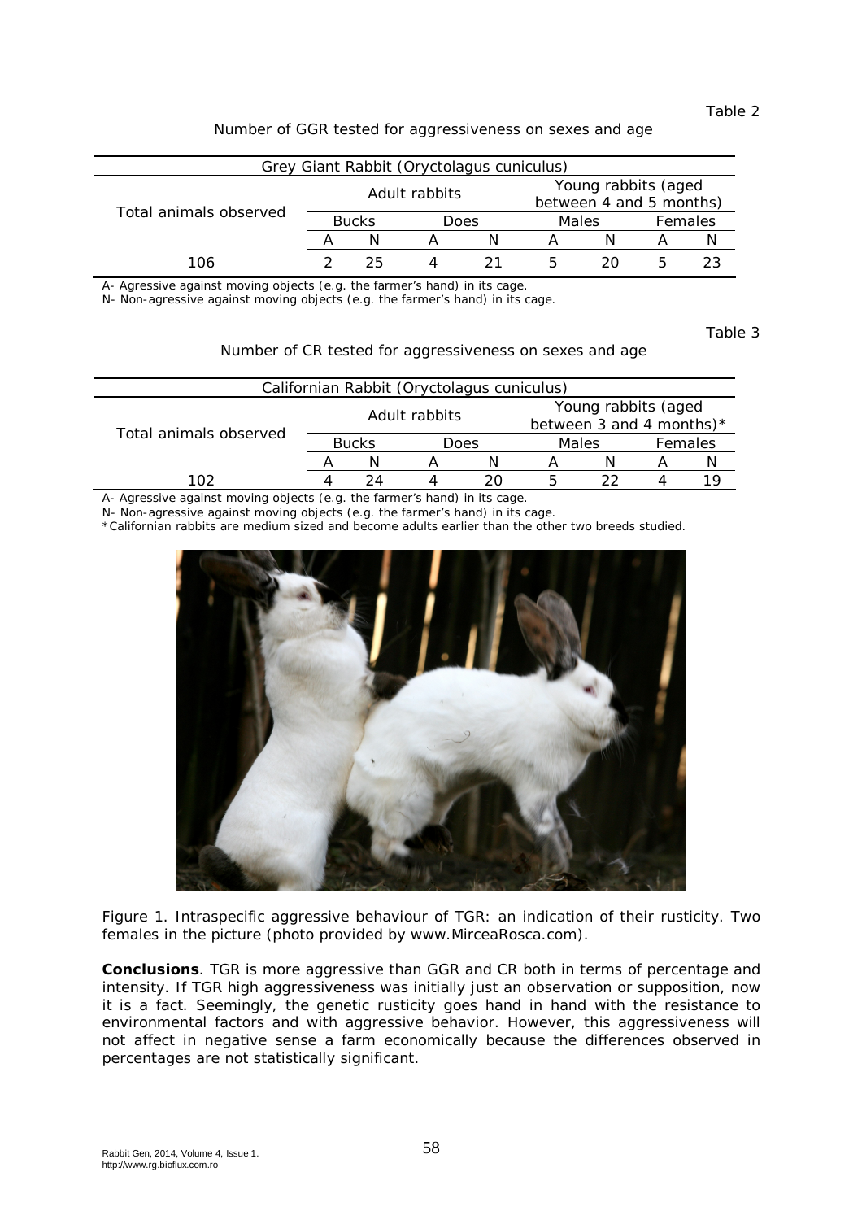Table 2

Number of GGR tested for aggressiveness on sexes and age

| Grey Giant Rabbit (Oryctolagus cuniculus) | | | | | | | | |
|---|---|---|---|---|---|---|---|---|
| Total animals observed | Adult rabbits | | | | Young rabbits (aged between 4 and 5 months) | | | |
| | Bucks | | Does | | Males | | Females | |
| | A | N | A | N | A | N | A | N |
| 106 | 2 | 25 | 4 | 21 | 5 | 20 | 5 | 23 |

A- Agressive against moving objects (e.g. the farmer's hand) in its cage.
N- Non-agressive against moving objects (e.g. the farmer's hand) in its cage.

Table 3

Number of CR tested for aggressiveness on sexes and age

| Californian Rabbit (Oryctolagus cuniculus) | | | | | | | | |
|---|---|---|---|---|---|---|---|---|
| Total animals observed | Adult rabbits | | | | Young rabbits (aged between 3 and 4 months)* | | | |
| | Bucks | | Does | | Males | | Females | |
| | A | N | A | N | A | N | A | N |
| 102 | 4 | 24 | 4 | 20 | 5 | 22 | 4 | 19 |

A- Agressive against moving objects (e.g. the farmer's hand) in its cage.
N- Non-agressive against moving objects (e.g. the farmer's hand) in its cage.
*Californian rabbits are medium sized and become adults earlier than the other two breeds studied.

Figure 1. Intraspecific aggressive behaviour of TGR: an indication of their rusticity. Two females in the picture (photo provided by www.MirceaRosca.com).

**Conclusions**. TGR is more aggressive than GGR and CR both in terms of percentage and intensity. If TGR high aggressiveness was initially just an observation or supposition, now it is a fact. Seemingly, the genetic rusticity goes hand in hand with the resistance to environmental factors and with aggressive behavior. However, this aggressiveness will not affect in negative sense a farm economically because the differences observed in percentages are not statistically significant.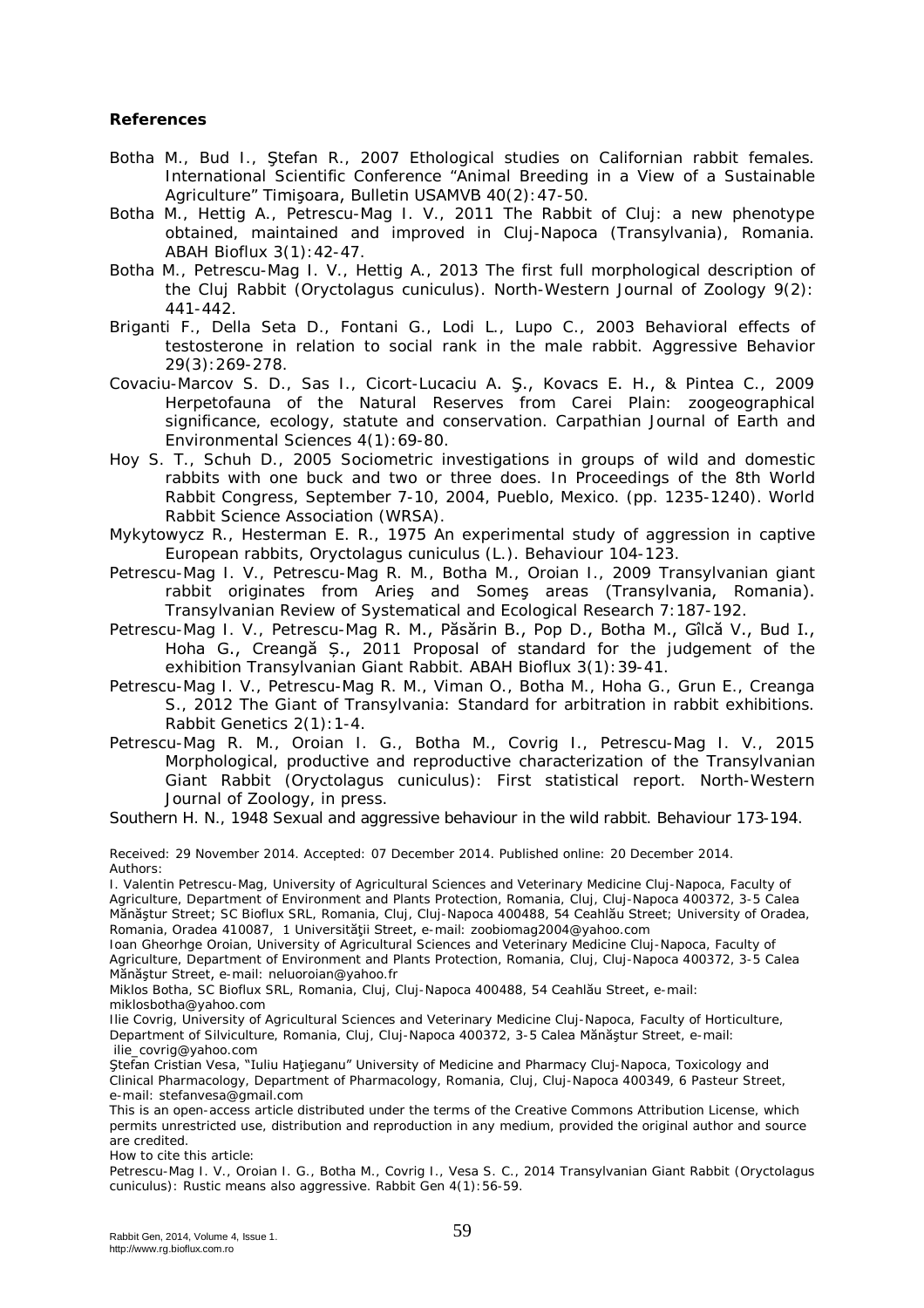**References**

Botha M., Bud I., Ştefan R., 2007 Ethological studies on Californian rabbit females. International Scientific Conference "Animal Breeding in a View of a Sustainable Agriculture" Timişoara, Bulletin USAMVB 40(2):47-50.

Botha M., Hettig A., Petrescu-Mag I. V., 2011 The Rabbit of Cluj: a new phenotype obtained, maintained and improved in Cluj-Napoca (Transylvania), Romania. ABAH Bioflux 3(1):42-47.

Botha M., Petrescu-Mag I. V., Hettig A., 2013 The first full morphological description of the Cluj Rabbit (Oryctolagus cuniculus). North-Western Journal of Zoology 9(2): 441-442.

Briganti F., Della Seta D., Fontani G., Lodi L., Lupo C., 2003 Behavioral effects of testosterone in relation to social rank in the male rabbit. Aggressive Behavior 29(3):269-278.

Covaciu-Marcov S. D., Sas I., Cicort-Lucaciu A. Ş., Kovacs E. H., & Pintea C., 2009 Herpetofauna of the Natural Reserves from Carei Plain: zoogeographical significance, ecology, statute and conservation. Carpathian Journal of Earth and Environmental Sciences 4(1):69-80.

Hoy S. T., Schuh D., 2005 Sociometric investigations in groups of wild and domestic rabbits with one buck and two or three does. In Proceedings of the 8th World Rabbit Congress, September 7-10, 2004, Pueblo, Mexico. (pp. 1235-1240). World Rabbit Science Association (WRSA).

Mykytowycz R., Hesterman E. R., 1975 An experimental study of aggression in captive European rabbits, Oryctolagus cuniculus (L.). Behaviour 104-123.

Petrescu-Mag I. V., Petrescu-Mag R. M., Botha M., Oroian I., 2009 Transylvanian giant rabbit originates from Arieş and Someş areas (Transylvania, Romania). Transylvanian Review of Systematical and Ecological Research 7:187-192.

Petrescu-Mag I. V., Petrescu-Mag R. M., Păsărin B., Pop D., Botha M., Gîlcă V., Bud I., Hoha G., Creangă Ș., 2011 Proposal of standard for the judgement of the exhibition Transylvanian Giant Rabbit. ABAH Bioflux 3(1):39-41.

Petrescu-Mag I. V., Petrescu-Mag R. M., Viman O., Botha M., Hoha G., Grun E., Creanga S., 2012 The Giant of Transylvania: Standard for arbitration in rabbit exhibitions. Rabbit Genetics 2(1):1-4.

Petrescu-Mag R. M., Oroian I. G., Botha M., Covrig I., Petrescu-Mag I. V., 2015 Morphological, productive and reproductive characterization of the Transylvanian Giant Rabbit (Oryctolagus cuniculus): First statistical report. North-Western Journal of Zoology, in press.

Southern H. N., 1948 Sexual and aggressive behaviour in the wild rabbit. Behaviour 173-194.

Received: 29 November 2014. Accepted: 07 December 2014. Published online: 20 December 2014.

Authors:

I. Valentin Petrescu-Mag, University of Agricultural Sciences and Veterinary Medicine Cluj-Napoca, Faculty of Agriculture, Department of Environment and Plants Protection, Romania, Cluj, Cluj-Napoca 400372, 3-5 Calea Mănăştur Street; SC Bioflux SRL, Romania, Cluj, Cluj-Napoca 400488, 54 Ceahlău Street; University of Oradea, Romania, Oradea 410087, 1 Universităţii Street, e-mail: zoobiomag2004@yahoo.com

Ioan Gheorhge Oroian, University of Agricultural Sciences and Veterinary Medicine Cluj-Napoca, Faculty of Agriculture, Department of Environment and Plants Protection, Romania, Cluj, Cluj-Napoca 400372, 3-5 Calea Mănăştur Street, e-mail: neluoroian@yahoo.fr

Miklos Botha, SC Bioflux SRL, Romania, Cluj, Cluj-Napoca 400488, 54 Ceahlău Street, e-mail: miklosbotha@yahoo.com

Ilie Covrig, University of Agricultural Sciences and Veterinary Medicine Cluj-Napoca, Faculty of Horticulture, Department of Silviculture, Romania, Cluj, Cluj-Napoca 400372, 3-5 Calea Mănăştur Street, e-mail: ilie_covrig@yahoo.com

Ştefan Cristian Vesa, "Iuliu Haţieganu" University of Medicine and Pharmacy Cluj-Napoca, Toxicology and Clinical Pharmacology, Department of Pharmacology, Romania, Cluj, Cluj-Napoca 400349, 6 Pasteur Street, e-mail: stefanvesa@gmail.com

This is an open-access article distributed under the terms of the Creative Commons Attribution License, which permits unrestricted use, distribution and reproduction in any medium, provided the original author and source are credited.

How to cite this article:

Petrescu-Mag I. V., Oroian I. G., Botha M., Covrig I., Vesa S. C., 2014 Transylvanian Giant Rabbit (Oryctolagus cuniculus): Rustic means also aggressive. Rabbit Gen 4(1):56-59.